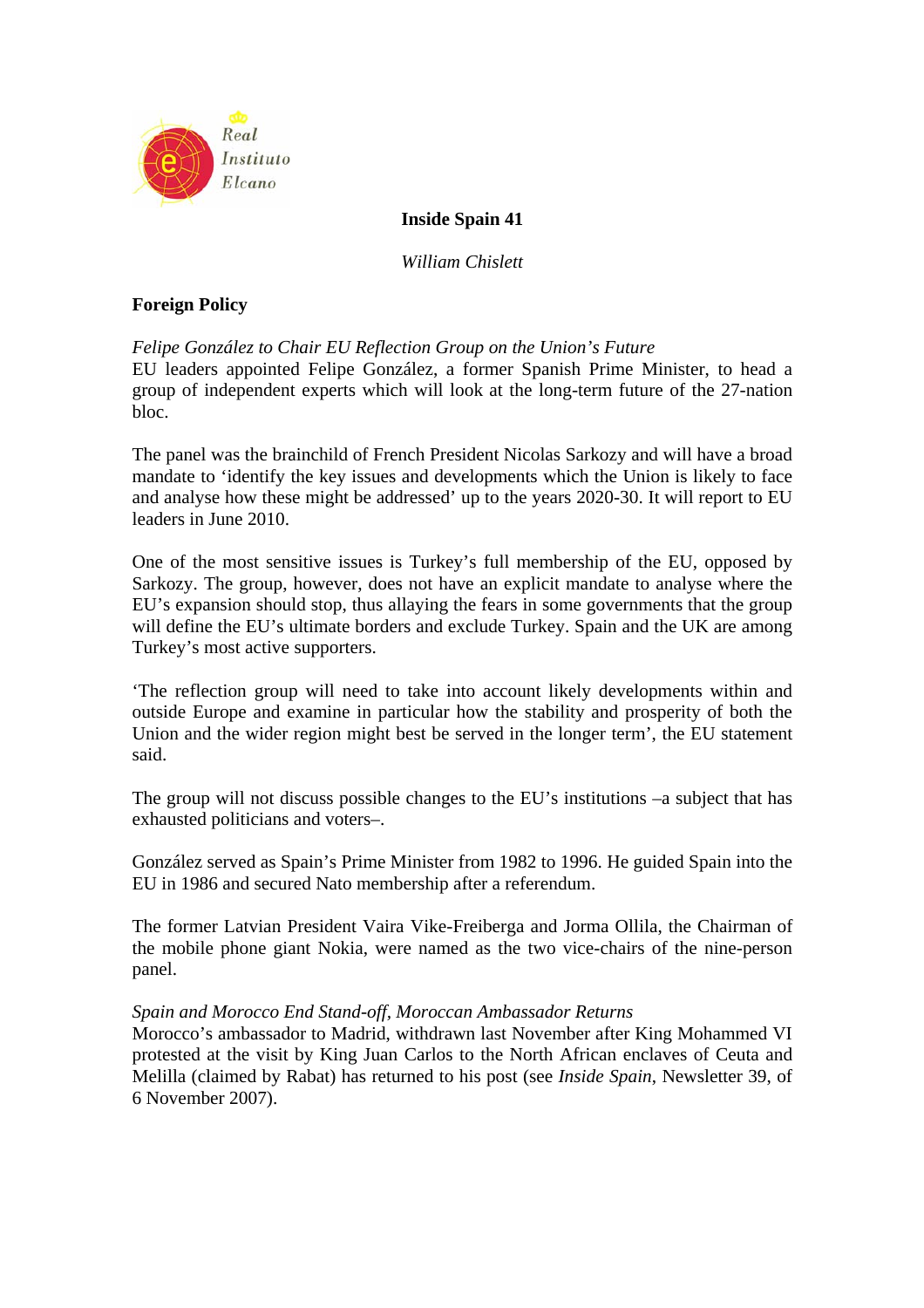# Inside Spain 41

*William Chislett*

## Foreign Policy

*Felipe González to Chair EU Reflection Group on the Union's Future*

EU leaders appointed Felipe González, a former Spanish Prime Minister, to head a group of independent experts which will look at the long-term future of the 27-nation bloc.

The panel was the brainchild of French President Nicolas Sarkozy and will have a broad mandate to 'identify the key issues and developments which the Union is likely to face and analyse how these might be addressed' up to the years 2020-30. It will report to EU leaders in June 2010.

One of the most sensitive issues is Turkey's full membership of the EU, opposed by Sarkozy. The group, however, does not have an explicit mandate to analyse where the EU's expansion should stop, thus allaying the fears in some governments that the group will define the EU's ultimate borders and exclude Turkey. Spain and the UK are among Turkey's most active supporters.

'The reflection group will need to take into account likely developments within and outside Europe and examine in particular how the stability and prosperity of both the Union and the wider region might best be served in the longer term', the EU statement said.

The group will not discuss possible changes to the EU's institutions –a subject that has exhausted politicians and voters–.

González served as Spain's Prime Minister from 1982 to 1996. He guided Spain into the EU in 1986 and secured Nato membership after a referendum.

The former Latvian President Vaira Vike-Freiberga and Jorma Ollila, the Chairman of the mobile phone giant Nokia, were named as the two vice-chairs of the nine-person panel.

*Spain and Morocco End Stand-off, Moroccan Ambassador Returns*

Morocco's ambassador to Madrid, withdrawn last November after King Mohammed VI protested at the visit by King Juan Carlos to the North African enclaves of Ceuta and Melilla (claimed by Rabat) has returned to his post (see *Inside Spain*, Newsletter 39, of 6 November 2007).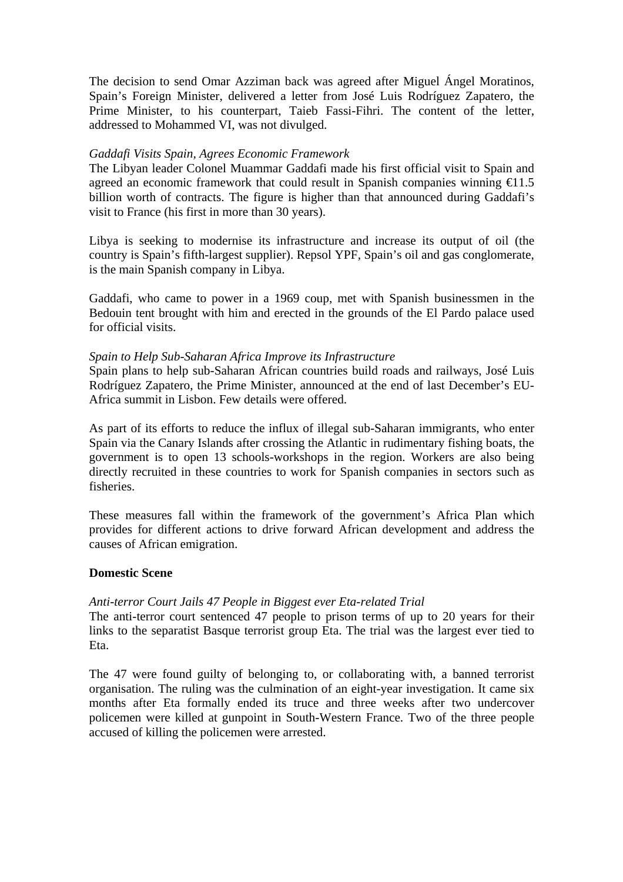The decision to send Omar Azziman back was agreed after Miguel Ángel Moratinos, Spain's Foreign Minister, delivered a letter from José Luis Rodríguez Zapatero, the Prime Minister, to his counterpart, Taieb Fassi-Fihri. The content of the letter, addressed to Mohammed VI, was not divulged.

*Gaddafi Visits Spain, Agrees Economic Framework*

The Libyan leader Colonel Muammar Gaddafi made his first official visit to Spain and agreed an economic framework that could result in Spanish companies winning €11.5 billion worth of contracts. The figure is higher than that announced during Gaddafi's visit to France (his first in more than 30 years).

Libya is seeking to modernise its infrastructure and increase its output of oil (the country is Spain's fifth-largest supplier). Repsol YPF, Spain's oil and gas conglomerate, is the main Spanish company in Libya.

Gaddafi, who came to power in a 1969 coup, met with Spanish businessmen in the Bedouin tent brought with him and erected in the grounds of the El Pardo palace used for official visits.

*Spain to Help Sub-Saharan Africa Improve its Infrastructure*

Spain plans to help sub-Saharan African countries build roads and railways, José Luis Rodríguez Zapatero, the Prime Minister, announced at the end of last December's EU-Africa summit in Lisbon. Few details were offered.

As part of its efforts to reduce the influx of illegal sub-Saharan immigrants, who enter Spain via the Canary Islands after crossing the Atlantic in rudimentary fishing boats, the government is to open 13 schools-workshops in the region. Workers are also being directly recruited in these countries to work for Spanish companies in sectors such as fisheries.

These measures fall within the framework of the government's Africa Plan which provides for different actions to drive forward African development and address the causes of African emigration.

**Domestic Scene**

*Anti-terror Court Jails 47 People in Biggest ever Eta-related Trial*

The anti-terror court sentenced 47 people to prison terms of up to 20 years for their links to the separatist Basque terrorist group Eta. The trial was the largest ever tied to Eta.

The 47 were found guilty of belonging to, or collaborating with, a banned terrorist organisation. The ruling was the culmination of an eight-year investigation. It came six months after Eta formally ended its truce and three weeks after two undercover policemen were killed at gunpoint in South-Western France. Two of the three people accused of killing the policemen were arrested.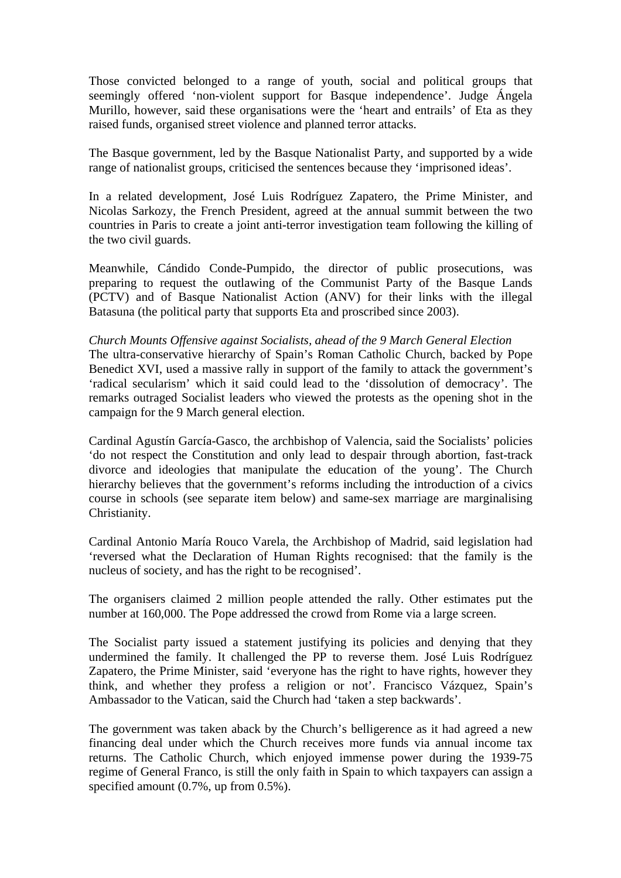Those convicted belonged to a range of youth, social and political groups that seemingly offered 'non-violent support for Basque independence'. Judge Ángela Murillo, however, said these organisations were the 'heart and entrails' of Eta as they raised funds, organised street violence and planned terror attacks.

The Basque government, led by the Basque Nationalist Party, and supported by a wide range of nationalist groups, criticised the sentences because they 'imprisoned ideas'.

In a related development, José Luis Rodríguez Zapatero, the Prime Minister, and Nicolas Sarkozy, the French President, agreed at the annual summit between the two countries in Paris to create a joint anti-terror investigation team following the killing of the two civil guards.

Meanwhile, Cándido Conde-Pumpido, the director of public prosecutions, was preparing to request the outlawing of the Communist Party of the Basque Lands (PCTV) and of Basque Nationalist Action (ANV) for their links with the illegal Batasuna (the political party that supports Eta and proscribed since 2003).

*Church Mounts Offensive against Socialists, ahead of the 9 March General Election*

The ultra-conservative hierarchy of Spain's Roman Catholic Church, backed by Pope Benedict XVI, used a massive rally in support of the family to attack the government's 'radical secularism' which it said could lead to the 'dissolution of democracy'. The remarks outraged Socialist leaders who viewed the protests as the opening shot in the campaign for the 9 March general election.

Cardinal Agustín García-Gasco, the archbishop of Valencia, said the Socialists' policies 'do not respect the Constitution and only lead to despair through abortion, fast-track divorce and ideologies that manipulate the education of the young'. The Church hierarchy believes that the government's reforms including the introduction of a civics course in schools (see separate item below) and same-sex marriage are marginalising Christianity.

Cardinal Antonio María Rouco Varela, the Archbishop of Madrid, said legislation had 'reversed what the Declaration of Human Rights recognised: that the family is the nucleus of society, and has the right to be recognised'.

The organisers claimed 2 million people attended the rally. Other estimates put the number at 160,000. The Pope addressed the crowd from Rome via a large screen.

The Socialist party issued a statement justifying its policies and denying that they undermined the family. It challenged the PP to reverse them. José Luis Rodríguez Zapatero, the Prime Minister, said 'everyone has the right to have rights, however they think, and whether they profess a religion or not'. Francisco Vázquez, Spain's Ambassador to the Vatican, said the Church had 'taken a step backwards'.

The government was taken aback by the Church's belligerence as it had agreed a new financing deal under which the Church receives more funds via annual income tax returns. The Catholic Church, which enjoyed immense power during the 1939-75 regime of General Franco, is still the only faith in Spain to which taxpayers can assign a specified amount (0.7%, up from 0.5%).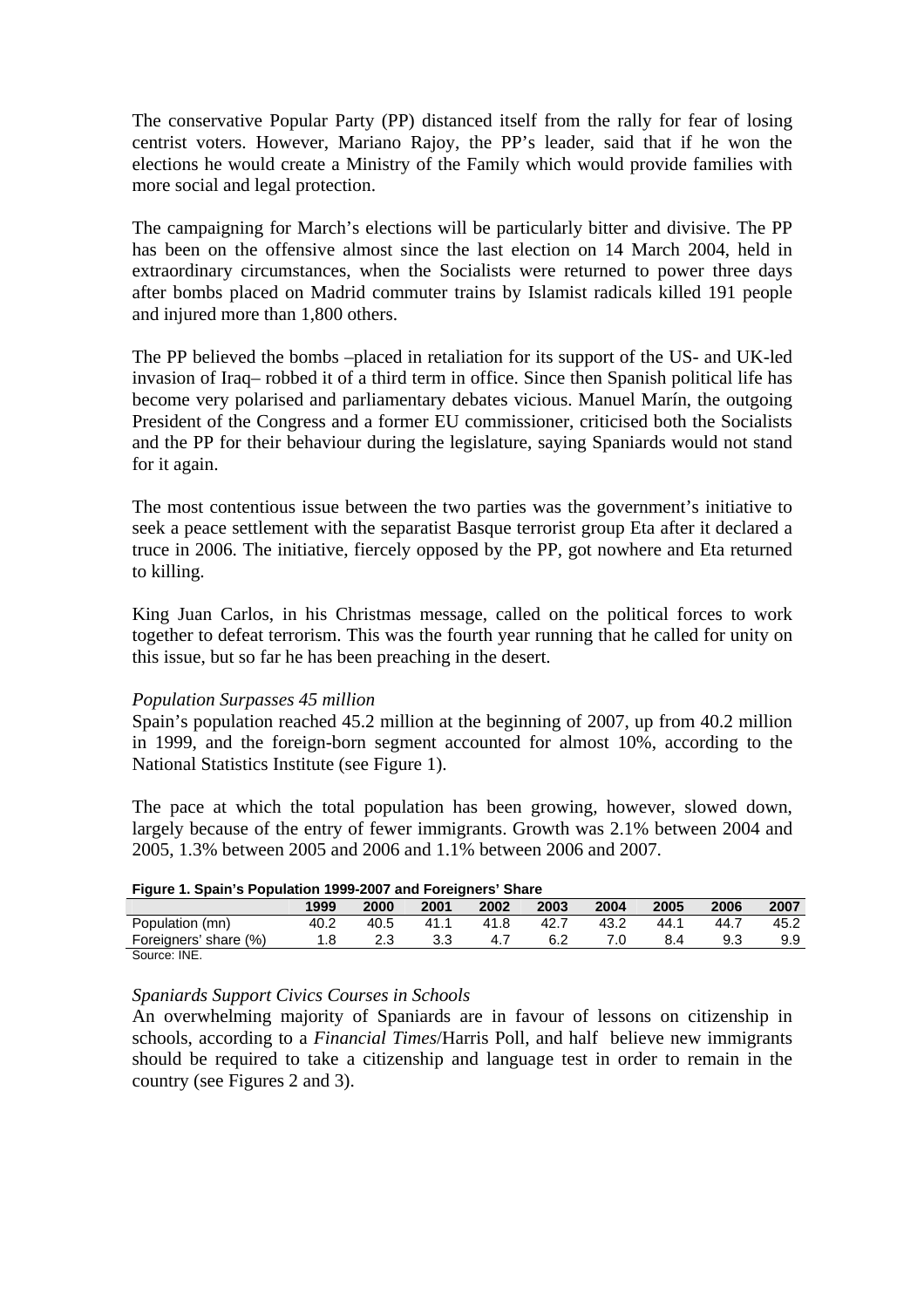The conservative Popular Party (PP) distanced itself from the rally for fear of losing centrist voters. However, Mariano Rajoy, the PP's leader, said that if he won the elections he would create a Ministry of the Family which would provide families with more social and legal protection.

The campaigning for March's elections will be particularly bitter and divisive. The PP has been on the offensive almost since the last election on 14 March 2004, held in extraordinary circumstances, when the Socialists were returned to power three days after bombs placed on Madrid commuter trains by Islamist radicals killed 191 people and injured more than 1,800 others.

The PP believed the bombs –placed in retaliation for its support of the US- and UK-led invasion of Iraq– robbed it of a third term in office. Since then Spanish political life has become very polarised and parliamentary debates vicious. Manuel Marín, the outgoing President of the Congress and a former EU commissioner, criticised both the Socialists and the PP for their behaviour during the legislature, saying Spaniards would not stand for it again.

The most contentious issue between the two parties was the government's initiative to seek a peace settlement with the separatist Basque terrorist group Eta after it declared a truce in 2006. The initiative, fiercely opposed by the PP, got nowhere and Eta returned to killing.

King Juan Carlos, in his Christmas message, called on the political forces to work together to defeat terrorism. This was the fourth year running that he called for unity on this issue, but so far he has been preaching in the desert.

*Population Surpasses 45 million*

Spain's population reached 45.2 million at the beginning of 2007, up from 40.2 million in 1999, and the foreign-born segment accounted for almost 10%, according to the National Statistics Institute (see Figure 1).

The pace at which the total population has been growing, however, slowed down, largely because of the entry of fewer immigrants. Growth was 2.1% between 2004 and 2005, 1.3% between 2005 and 2006 and 1.1% between 2006 and 2007.

**Figure 1. Spain's Population 1999-2007 and Foreigners' Share**

| | 1999 | 2000 | 2001 | 2002 | 2003 | 2004 | 2005 | 2006 | 2007 |
|---|---|---|---|---|---|---|---|---|---|
| Population (mn) | 40.2 | 40.5 | 41.1 | 41.8 | 42.7 | 43.2 | 44.1 | 44.7 | 45.2 |
| Foreigners' share (%) | 1.8 | 2.3 | 3.3 | 4.7 | 6.2 | 7.0 | 8.4 | 9.3 | 9.9 |

Source: INE.

*Spaniards Support Civics Courses in Schools*

An overwhelming majority of Spaniards are in favour of lessons on citizenship in schools, according to a *Financial Times*/Harris Poll, and half believe new immigrants should be required to take a citizenship and language test in order to remain in the country (see Figures 2 and 3).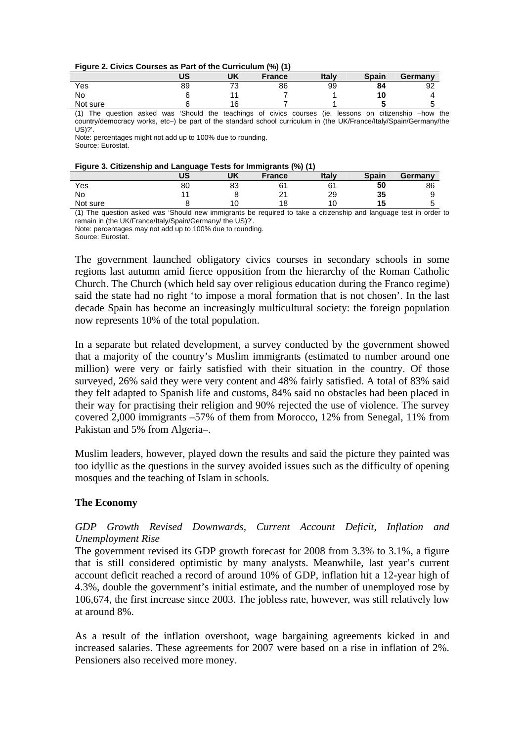**Figure 2. Civics Courses as Part of the Curriculum (%) (1)**

| | US | UK | France | Italy | Spain | Germany |
|---|---|---|---|---|---|---|
| Yes | 89 | 73 | 86 | 99 | **84** | 92 |
| No | 6 | 11 | 7 | 1 | **10** | 4 |
| Not sure | 6 | 16 | 7 | 1 | **5** | 5 |

(1) The question asked was 'Should the teachings of civics courses (ie, lessons on citizenship –how the country/democracy works, etc–) be part of the standard school curriculum in (the UK/France/Italy/Spain/Germany/the US)?'.
Note: percentages might not add up to 100% due to rounding.
Source: Eurostat.

**Figure 3. Citizenship and Language Tests for Immigrants (%) (1)**

| | US | UK | France | Italy | Spain | Germany |
|---|---|---|---|---|---|---|
| Yes | 80 | 83 | 61 | 61 | **50** | 86 |
| No | 11 | 8 | 21 | 29 | **35** | 9 |
| Not sure | 8 | 10 | 18 | 10 | **15** | 5 |

(1) The question asked was 'Should new immigrants be required to take a citizenship and language test in order to remain in (the UK/France/Italy/Spain/Germany/ the US)?'.
Note: percentages may not add up to 100% due to rounding.
Source: Eurostat.

The government launched obligatory civics courses in secondary schools in some regions last autumn amid fierce opposition from the hierarchy of the Roman Catholic Church. The Church (which held say over religious education during the Franco regime) said the state had no right 'to impose a moral formation that is not chosen'. In the last decade Spain has become an increasingly multicultural society: the foreign population now represents 10% of the total population.

In a separate but related development, a survey conducted by the government showed that a majority of the country's Muslim immigrants (estimated to number around one million) were very or fairly satisfied with their situation in the country. Of those surveyed, 26% said they were very content and 48% fairly satisfied. A total of 83% said they felt adapted to Spanish life and customs, 84% said no obstacles had been placed in their way for practising their religion and 90% rejected the use of violence. The survey covered 2,000 immigrants –57% of them from Morocco, 12% from Senegal, 11% from Pakistan and 5% from Algeria–.

Muslim leaders, however, played down the results and said the picture they painted was too idyllic as the questions in the survey avoided issues such as the difficulty of opening mosques and the teaching of Islam in schools.

## The Economy

*GDP Growth Revised Downwards, Current Account Deficit, Inflation and Unemployment Rise*

The government revised its GDP growth forecast for 2008 from 3.3% to 3.1%, a figure that is still considered optimistic by many analysts. Meanwhile, last year's current account deficit reached a record of around 10% of GDP, inflation hit a 12-year high of 4.3%, double the government's initial estimate, and the number of unemployed rose by 106,674, the first increase since 2003. The jobless rate, however, was still relatively low at around 8%.

As a result of the inflation overshoot, wage bargaining agreements kicked in and increased salaries. These agreements for 2007 were based on a rise in inflation of 2%. Pensioners also received more money.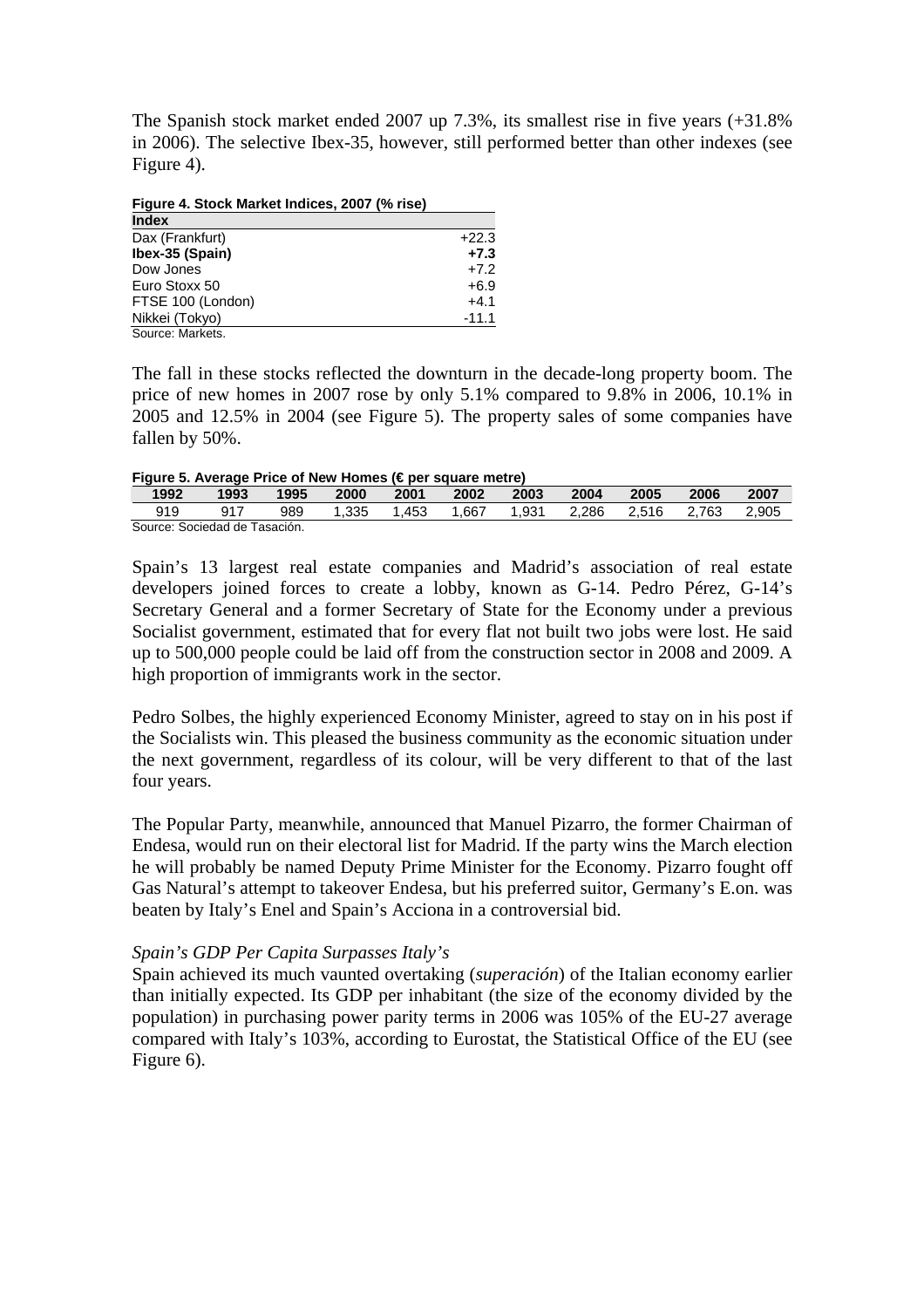The Spanish stock market ended 2007 up 7.3%, its smallest rise in five years (+31.8% in 2006). The selective Ibex-35, however, still performed better than other indexes (see Figure 4).

**Figure 4. Stock Market Indices, 2007 (% rise)**

| Index | |
|---|---|
| Dax (Frankfurt) | +22.3 |
| **Ibex-35 (Spain)** | **+7.3** |
| Dow Jones | +7.2 |
| Euro Stoxx 50 | +6.9 |
| FTSE 100 (London) | +4.1 |
| Nikkei (Tokyo) | -11.1 |

Source: Markets.

The fall in these stocks reflected the downturn in the decade-long property boom. The price of new homes in 2007 rose by only 5.1% compared to 9.8% in 2006, 10.1% in 2005 and 12.5% in 2004 (see Figure 5). The property sales of some companies have fallen by 50%.

**Figure 5. Average Price of New Homes (€ per square metre)**

| 1992 | 1993 | 1995 | 2000 | 2001 | 2002 | 2003 | 2004 | 2005 | 2006 | 2007 |
|---|---|---|---|---|---|---|---|---|---|---|
| 919 | 917 | 989 | 1,335 | 1,453 | 1,667 | 1,931 | 2,286 | 2,516 | 2,763 | 2,905 |

Source: Sociedad de Tasación.

Spain's 13 largest real estate companies and Madrid's association of real estate developers joined forces to create a lobby, known as G-14. Pedro Pérez, G-14's Secretary General and a former Secretary of State for the Economy under a previous Socialist government, estimated that for every flat not built two jobs were lost. He said up to 500,000 people could be laid off from the construction sector in 2008 and 2009. A high proportion of immigrants work in the sector.

Pedro Solbes, the highly experienced Economy Minister, agreed to stay on in his post if the Socialists win. This pleased the business community as the economic situation under the next government, regardless of its colour, will be very different to that of the last four years.

The Popular Party, meanwhile, announced that Manuel Pizarro, the former Chairman of Endesa, would run on their electoral list for Madrid. If the party wins the March election he will probably be named Deputy Prime Minister for the Economy. Pizarro fought off Gas Natural's attempt to takeover Endesa, but his preferred suitor, Germany's E.on. was beaten by Italy's Enel and Spain's Acciona in a controversial bid.

*Spain's GDP Per Capita Surpasses Italy's*

Spain achieved its much vaunted overtaking (*superación*) of the Italian economy earlier than initially expected. Its GDP per inhabitant (the size of the economy divided by the population) in purchasing power parity terms in 2006 was 105% of the EU-27 average compared with Italy's 103%, according to Eurostat, the Statistical Office of the EU (see Figure 6).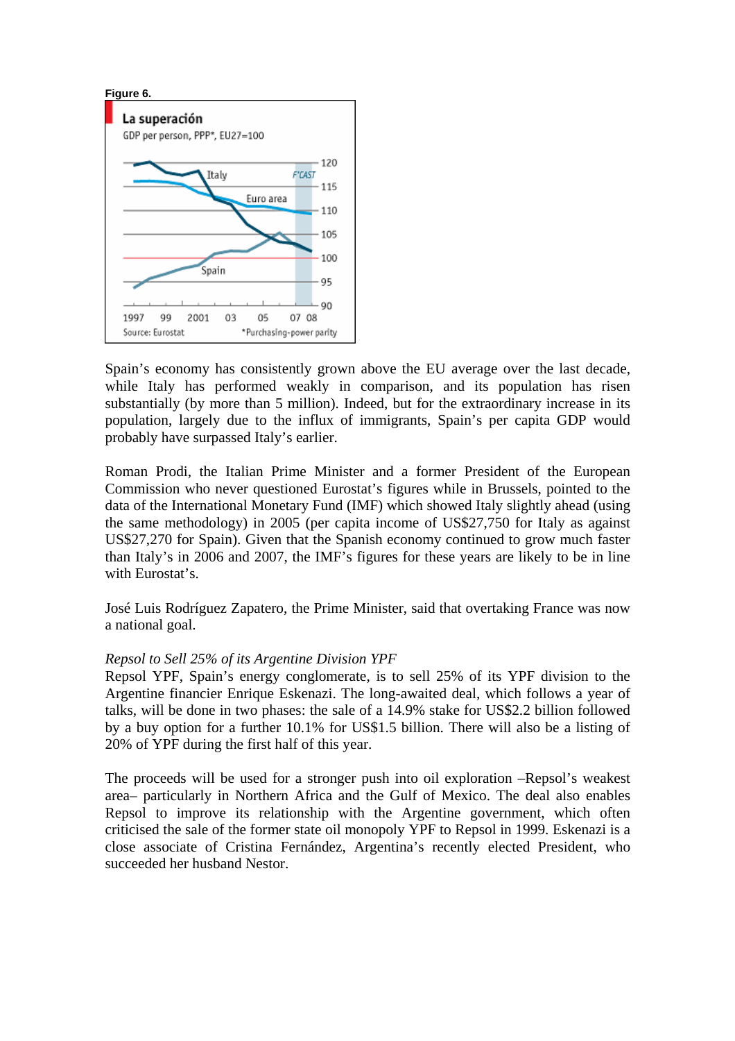**Figure 6.**

Spain's economy has consistently grown above the EU average over the last decade, while Italy has performed weakly in comparison, and its population has risen substantially (by more than 5 million). Indeed, but for the extraordinary increase in its population, largely due to the influx of immigrants, Spain's per capita GDP would probably have surpassed Italy's earlier.

Roman Prodi, the Italian Prime Minister and a former President of the European Commission who never questioned Eurostat's figures while in Brussels, pointed to the data of the International Monetary Fund (IMF) which showed Italy slightly ahead (using the same methodology) in 2005 (per capita income of US$27,750 for Italy as against US$27,270 for Spain). Given that the Spanish economy continued to grow much faster than Italy's in 2006 and 2007, the IMF's figures for these years are likely to be in line with Eurostat's.

José Luis Rodríguez Zapatero, the Prime Minister, said that overtaking France was now a national goal.

*Repsol to Sell 25% of its Argentine Division YPF*

Repsol YPF, Spain's energy conglomerate, is to sell 25% of its YPF division to the Argentine financier Enrique Eskenazi. The long-awaited deal, which follows a year of talks, will be done in two phases: the sale of a 14.9% stake for US$2.2 billion followed by a buy option for a further 10.1% for US$1.5 billion. There will also be a listing of 20% of YPF during the first half of this year.

The proceeds will be used for a stronger push into oil exploration –Repsol's weakest area– particularly in Northern Africa and the Gulf of Mexico. The deal also enables Repsol to improve its relationship with the Argentine government, which often criticised the sale of the former state oil monopoly YPF to Repsol in 1999. Eskenazi is a close associate of Cristina Fernández, Argentina's recently elected President, who succeeded her husband Nestor.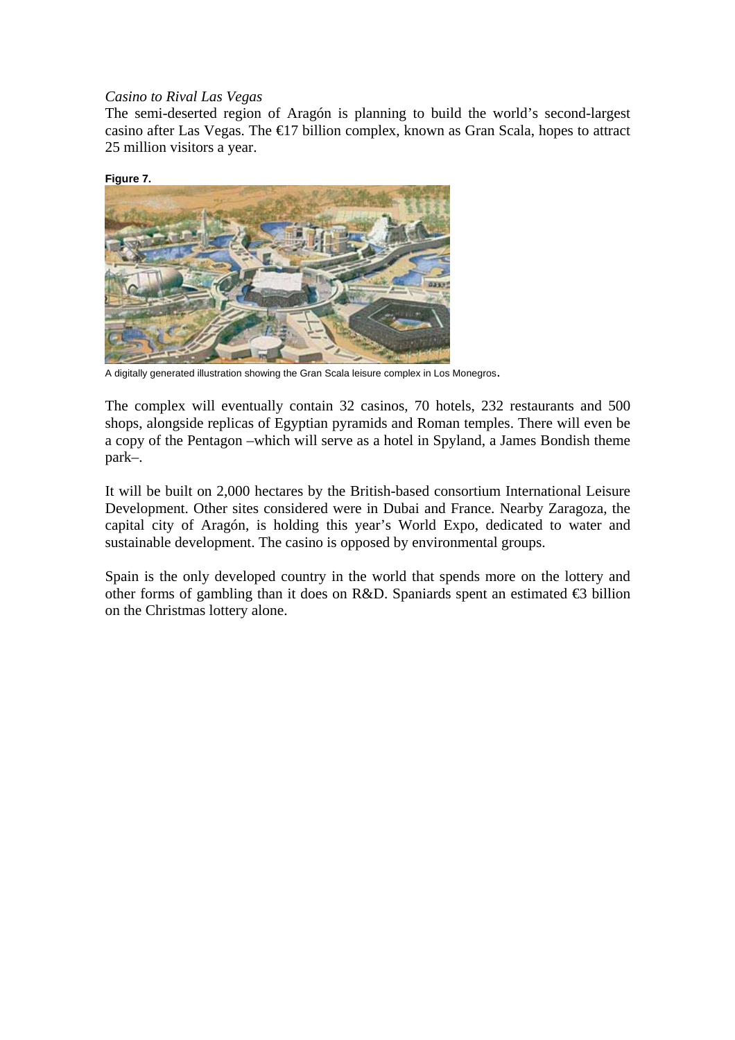*Casino to Rival Las Vegas*

The semi-deserted region of Aragón is planning to build the world's second-largest casino after Las Vegas. The €17 billion complex, known as Gran Scala, hopes to attract 25 million visitors a year.

**Figure 7.**

A digitally generated illustration showing the Gran Scala leisure complex in Los Monegros.

The complex will eventually contain 32 casinos, 70 hotels, 232 restaurants and 500 shops, alongside replicas of Egyptian pyramids and Roman temples. There will even be a copy of the Pentagon –which will serve as a hotel in Spyland, a James Bondish theme park–.

It will be built on 2,000 hectares by the British-based consortium International Leisure Development. Other sites considered were in Dubai and France. Nearby Zaragoza, the capital city of Aragón, is holding this year's World Expo, dedicated to water and sustainable development. The casino is opposed by environmental groups.

Spain is the only developed country in the world that spends more on the lottery and other forms of gambling than it does on R&D. Spaniards spent an estimated €3 billion on the Christmas lottery alone.